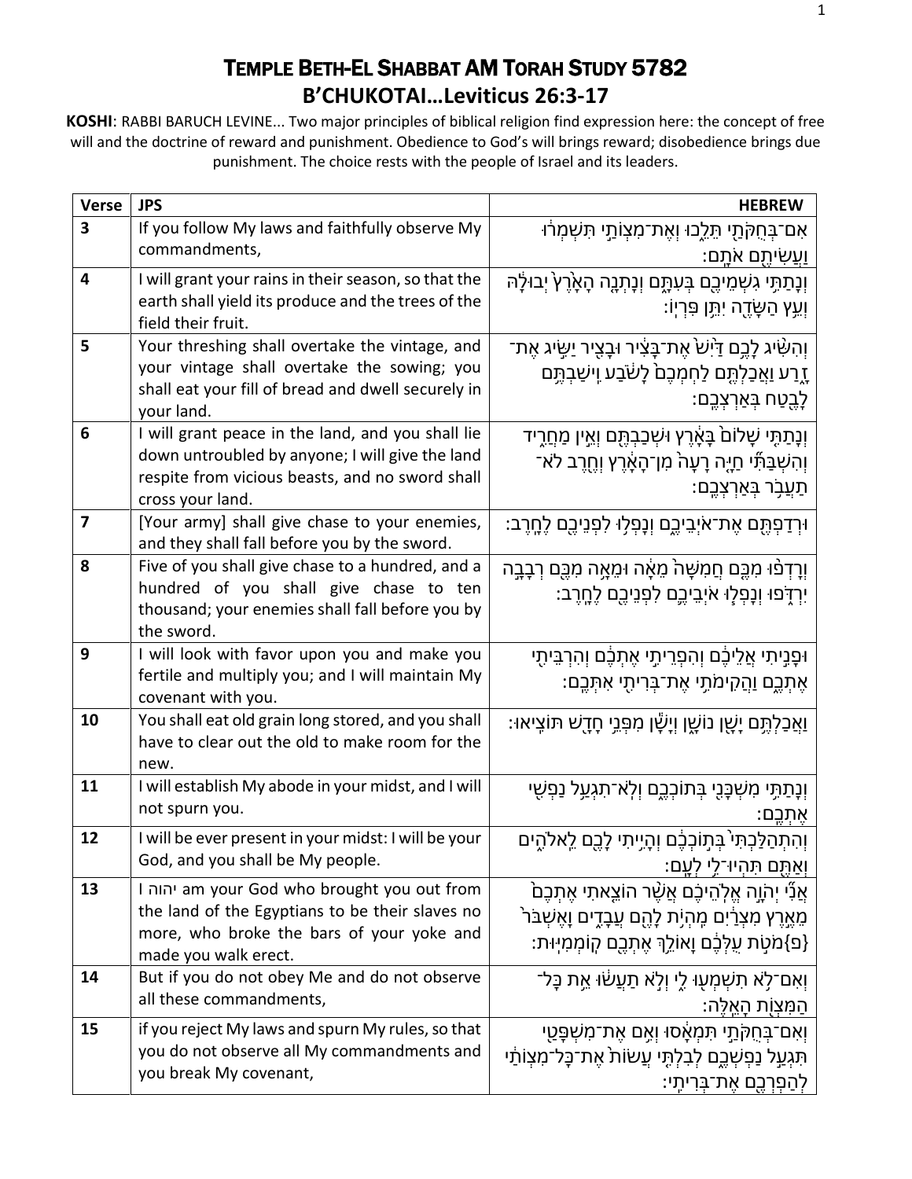# TEMPLE BETH-EL SHABBAT AM TORAH STUDY 5782

## B'CHUKOTAI…Leviticus 26:3-17

**KOSHI**: RABBI BARUCH LEVINE... Two major principles of biblical religion find expression here: the concept of free will and the doctrine of reward and punishment. Obedience to God's will brings reward; disobedience brings due punishment. The choice rests with the people of Israel and its leaders.

| Verse | JPS | HEBREW |
|---|---|---|
| **3** | If you follow My laws and faithfully observe My commandments, | אִם־בְּחֻקֹּתַ֖י תֵּלֵ֑כוּ וְאֶת־מִצְוֺתַ֣י תִּשְׁמְר֔וּ וַעֲשִׂיתֶ֖ם אֹתָֽם׃ |
| **4** | I will grant your rains in their season, so that the earth shall yield its produce and the trees of the field their fruit. | וְנָתַתִּ֥י גִשְׁמֵיכֶ֖ם בְּעִתָּ֑ם וְנָתְנָ֤ה הָאָ֙רֶץ֙ יְבוּלָ֔הּ וְעֵ֥ץ הַשָּׂדֶ֖ה יִתֵּ֥ן פִּרְיֽוֹ׃ |
| **5** | Your threshing shall overtake the vintage, and your vintage shall overtake the sowing; you shall eat your fill of bread and dwell securely in your land. | וְהִשִּׂ֨יג לָכֶ֥ם דַּ֙יִשׁ֙ אֶת־בָּצִ֔יר וּבָצִ֖יר יַשִּׂ֣יג אֶת־זָ֑רַע וַאֲכַלְתֶּ֤ם לַחְמְכֶם֙ לָשֹׂ֔בַע וִישַׁבְתֶּ֥ם לָבֶ֖טַח בְּאַרְצְכֶֽם׃ |
| **6** | I will grant peace in the land, and you shall lie down untroubled by anyone; I will give the land respite from vicious beasts, and no sword shall cross your land. | וְנָתַתִּ֤י שָׁלוֹם֙ בָּאָ֔רֶץ וּשְׁכַבְתֶּ֖ם וְאֵ֣ין מַחֲרִ֑יד וְהִשְׁבַּתִּ֞י חַיָּ֤ה רָעָה֙ מִן־הָאָ֔רֶץ וְחֶ֖רֶב לֹא־תַעֲבֹ֥ר בְּאַרְצְכֶֽם׃ |
| **7** | [Your army] shall give chase to your enemies, and they shall fall before you by the sword. | וּרְדַפְתֶּ֖ם אֶת־אֹיְבֵיכֶ֑ם וְנָפְל֥וּ לִפְנֵיכֶ֖ם לֶחָֽרֶב׃ |
| **8** | Five of you shall give chase to a hundred, and a hundred of you shall give chase to ten thousand; your enemies shall fall before you by the sword. | וְרָדְפ֨וּ מִכֶּ֤ם חֲמִשָּׁה֙ מֵאָ֔ה וּמֵאָ֥ה מִכֶּ֖ם רְבָבָ֣ה יִרְדֹּ֑פוּ וְנָפְל֧וּ אֹיְבֵיכֶ֛ם לִפְנֵיכֶ֖ם לֶחָֽרֶב׃ |
| **9** | I will look with favor upon you and make you fertile and multiply you; and I will maintain My covenant with you. | וּפָנִ֣יתִי אֲלֵיכֶ֔ם וְהִפְרֵיתִ֣י אֶתְכֶ֔ם וְהִרְבֵּיתִ֖י אֶתְכֶ֑ם וַהֲקִימֹתִ֥י אֶת־בְּרִיתִ֖י אִתְּכֶֽם׃ |
| **10** | You shall eat old grain long stored, and you shall have to clear out the old to make room for the new. | וַאֲכַלְתֶּ֥ם יָשָׁ֖ן נוֹשָׁ֑ן וְיָשָׁ֕ן מִפְּנֵ֥י חָדָ֖שׁ תּוֹצִֽיאוּ׃ |
| **11** | I will establish My abode in your midst, and I will not spurn you. | וְנָתַתִּ֥י מִשְׁכָּנִ֖י בְּתוֹכְכֶ֑ם וְלֹֽא־תִגְעַ֥ל נַפְשִׁ֖י אֶתְכֶֽם׃ |
| **12** | I will be ever present in your midst: I will be your God, and you shall be My people. | וְהִתְהַלַּכְתִּי֙ בְּת֣וֹכְכֶ֔ם וְהָיִ֥יתִי לָכֶ֖ם לֵאלֹהִ֑ים וְאַתֶּ֖ם תִּהְיוּ־לִ֥י לְעָֽם׃ |
| **13** | I יהוה am your God who brought you out from the land of the Egyptians to be their slaves no more, who broke the bars of your yoke and made you walk erect. | אֲנִ֞י יְהֹוָ֣ה אֱלֹהֵיכֶ֗ם אֲשֶׁ֨ר הוֹצֵ֤אתִי אֶתְכֶם֙ מֵאֶ֣רֶץ מִצְרַ֔יִם מִֽהְיֹ֥ת לָהֶ֖ם עֲבָדִ֑ים וָאֶשְׁבֹּר֙ מֹטֹ֣ת עֻלְּכֶ֔ם וָאוֹלֵ֥ךְ אֶתְכֶ֖ם קֽוֹמְמִיּֽוּת׃ {פ} |
| **14** | But if you do not obey Me and do not observe all these commandments, | וְאִם־לֹ֥א תִשְׁמְע֖וּ לִ֑י וְלֹ֣א תַעֲשׂ֔וּ אֵ֥ת כָּל־הַמִּצְוֺ֖ת הָאֵֽלֶּה׃ |
| **15** | if you reject My laws and spurn My rules, so that you do not observe all My commandments and you break My covenant, | וְאִם־בְּחֻקֹּתַ֣י תִּמְאָ֔סוּ וְאִ֥ם אֶת־מִשְׁפָּטַ֖י תִּגְעַ֣ל נַפְשְׁכֶ֑ם לְבִלְתִּ֤י עֲשׂוֹת֙ אֶת־כָּל־מִצְוֺתַ֔י לְהַפְרְכֶ֖ם אֶת־בְּרִיתִֽי׃ |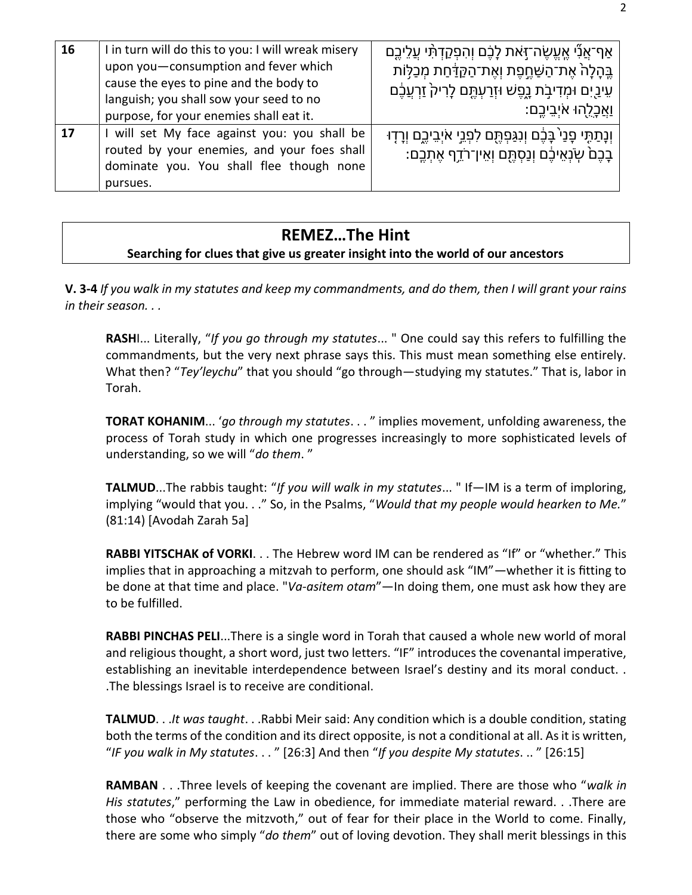| 16 | I in turn will do this to you: I will wreak misery upon you—consumption and fever which cause the eyes to pine and the body to languish; you shall sow your seed to no purpose, for your enemies shall eat it. | אַף־אֲנִ֞י אֶעֱשֶׂה־זֹּ֣את לָכֶ֗ם וְהִפְקַדְתִּ֨י עֲלֵיכֶ֤ם בֶּֽהָלָה֙ אֶת־הַשַּׁחֶ֣פֶת וְאֶת־הַקַּדַּ֔חַת מְכַלּ֥וֹת עֵינַ֖יִם וּמְדִיבֹ֣ת נָ֑פֶשׁ וּזְרַעְתֶּ֤ם לָרִיק֙ זַרְעֲכֶ֔ם וַאֲכָלֻ֖הוּ אֹיְבֵיכֶֽם׃ |
|---|---|---|
| 17 | I will set My face against you: you shall be routed by your enemies, and your foes shall dominate you. You shall flee though none pursues. | וְנָתַתִּ֤י פָנַי֙ בָּכֶ֔ם וְנִגַּפְתֶּ֖ם לִפְנֵ֣י אֹיְבֵיכֶ֑ם וְרָד֤וּ בָכֶם֙ שֹׂנְאֵיכֶ֔ם וְנַסְתֶּ֖ם וְאֵין־רֹדֵ֥ף אֶתְכֶֽם׃ |

## REMEZ…The Hint

**Searching for clues that give us greater insight into the world of our ancestors**

**V. 3-4** *If you walk in my statutes and keep my commandments, and do them, then I will grant your rains in their season. . .*

**RASH**I... Literally, "*If you go through my statutes*... " One could say this refers to fulfilling the commandments, but the very next phrase says this. This must mean something else entirely. What then? "*Tey'leychu*" that you should "go through—studying my statutes." That is, labor in Torah.

**TORAT KOHANIM**... '*go through my statutes*. . . " implies movement, unfolding awareness, the process of Torah study in which one progresses increasingly to more sophisticated levels of understanding, so we will "*do them*. "

**TALMUD**...The rabbis taught: "*If you will walk in my statutes*... " If—IM is a term of imploring, implying "would that you. . ." So, in the Psalms, "*Would that my people would hearken to Me.*" (81:14) [Avodah Zarah 5a]

**RABBI YITSCHAK of VORKI**. . . The Hebrew word IM can be rendered as "If" or "whether." This implies that in approaching a mitzvah to perform, one should ask "IM"—whether it is fitting to be done at that time and place. "*Va-asitem otam*"—In doing them, one must ask how they are to be fulfilled.

**RABBI PINCHAS PELI**...There is a single word in Torah that caused a whole new world of moral and religious thought, a short word, just two letters. "IF" introduces the covenantal imperative, establishing an inevitable interdependence between Israel's destiny and its moral conduct. . .The blessings Israel is to receive are conditional.

**TALMUD**. . .*It was taught*. . .Rabbi Meir said: Any condition which is a double condition, stating both the terms of the condition and its direct opposite, is not a conditional at all. As it is written, "*IF you walk in My statutes*. . . " [26:3] And then "*If you despite My statutes*. .. " [26:15]

**RAMBAN** . . .Three levels of keeping the covenant are implied. There are those who "*walk in His statutes*," performing the Law in obedience, for immediate material reward. . .There are those who "observe the mitzvoth," out of fear for their place in the World to come. Finally, there are some who simply "*do them*" out of loving devotion. They shall merit blessings in this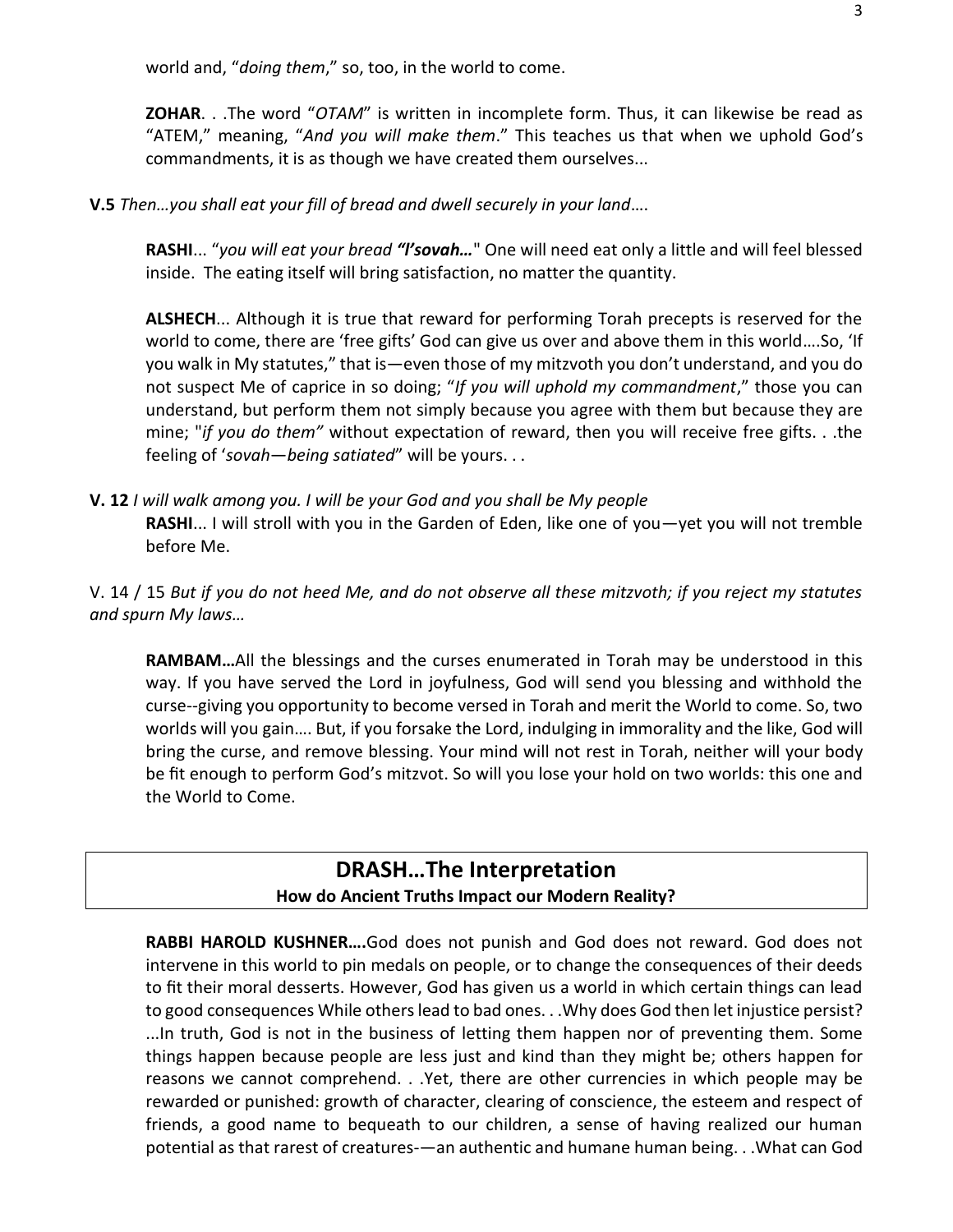world and, "*doing them*," so, too, in the world to come.

**ZOHAR**. . .The word "*OTAM*" is written in incomplete form. Thus, it can likewise be read as "ATEM," meaning, "*And you will make them*." This teaches us that when we uphold God's commandments, it is as though we have created them ourselves...

**V.5** *Then…you shall eat your fill of bread and dwell securely in your land*….

**RASHI**... "*you will eat your bread **"l'sovah…***" One will need eat only a little and will feel blessed inside. The eating itself will bring satisfaction, no matter the quantity.

**ALSHECH**... Although it is true that reward for performing Torah precepts is reserved for the world to come, there are 'free gifts' God can give us over and above them in this world….So, 'If you walk in My statutes," that is—even those of my mitzvoth you don't understand, and you do not suspect Me of caprice in so doing; "*If you will uphold my commandment*," those you can understand, but perform them not simply because you agree with them but because they are mine; "*if you do them"* without expectation of reward, then you will receive free gifts. . .the feeling of '*sovah—being satiated*" will be yours. . .

**V. 12** *I will walk among you. I will be your God and you shall be My people*

**RASHI**... I will stroll with you in the Garden of Eden, like one of you—yet you will not tremble before Me.

V. 14 / 15 *But if you do not heed Me, and do not observe all these mitzvoth; if you reject my statutes and spurn My laws…*

**RAMBAM…**All the blessings and the curses enumerated in Torah may be understood in this way. If you have served the Lord in joyfulness, God will send you blessing and withhold the curse--giving you opportunity to become versed in Torah and merit the World to come. So, two worlds will you gain…. But, if you forsake the Lord, indulging in immorality and the like, God will bring the curse, and remove blessing. Your mind will not rest in Torah, neither will your body be fit enough to perform God's mitzvot. So will you lose your hold on two worlds: this one and the World to Come.

## DRASH…The Interpretation

### How do Ancient Truths Impact our Modern Reality?

**RABBI HAROLD KUSHNER….**God does not punish and God does not reward. God does not intervene in this world to pin medals on people, or to change the consequences of their deeds to fit their moral desserts. However, God has given us a world in which certain things can lead to good consequences While others lead to bad ones. . .Why does God then let injustice persist? ...In truth, God is not in the business of letting them happen nor of preventing them. Some things happen because people are less just and kind than they might be; others happen for reasons we cannot comprehend. . .Yet, there are other currencies in which people may be rewarded or punished: growth of character, clearing of conscience, the esteem and respect of friends, a good name to bequeath to our children, a sense of having realized our human potential as that rarest of creatures-—an authentic and humane human being. . .What can God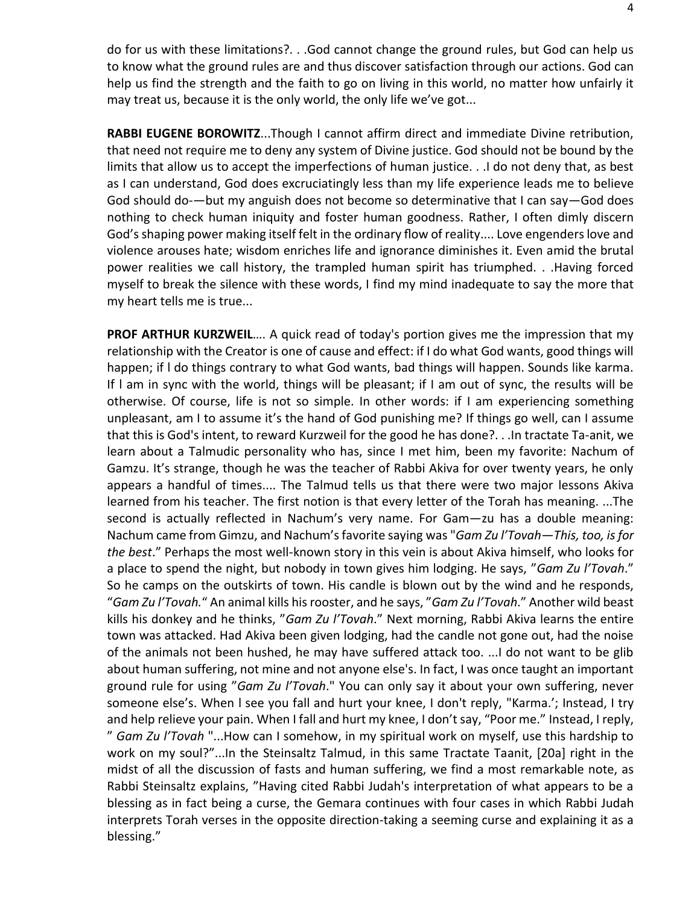do for us with these limitations?. . .God cannot change the ground rules, but God can help us to know what the ground rules are and thus discover satisfaction through our actions. God can help us find the strength and the faith to go on living in this world, no matter how unfairly it may treat us, because it is the only world, the only life we've got...

**RABBI EUGENE BOROWITZ**...Though I cannot affirm direct and immediate Divine retribution, that need not require me to deny any system of Divine justice. God should not be bound by the limits that allow us to accept the imperfections of human justice. . .I do not deny that, as best as I can understand, God does excruciatingly less than my life experience leads me to believe God should do-—but my anguish does not become so determinative that I can say—God does nothing to check human iniquity and foster human goodness. Rather, I often dimly discern God's shaping power making itself felt in the ordinary flow of reality.... Love engenders love and violence arouses hate; wisdom enriches life and ignorance diminishes it. Even amid the brutal power realities we call history, the trampled human spirit has triumphed. . .Having forced myself to break the silence with these words, I find my mind inadequate to say the more that my heart tells me is true...

**PROF ARTHUR KURZWEIL**…. A quick read of today's portion gives me the impression that my relationship with the Creator is one of cause and effect: if I do what God wants, good things will happen; if l do things contrary to what God wants, bad things will happen. Sounds like karma. If l am in sync with the world, things will be pleasant; if I am out of sync, the results will be otherwise. Of course, life is not so simple. In other words: if I am experiencing something unpleasant, am I to assume it's the hand of God punishing me? If things go well, can I assume that this is God's intent, to reward Kurzweil for the good he has done?. . .In tractate Ta-anit, we learn about a Talmudic personality who has, since I met him, been my favorite: Nachum of Gamzu. It's strange, though he was the teacher of Rabbi Akiva for over twenty years, he only appears a handful of times.... The Talmud tells us that there were two major lessons Akiva learned from his teacher. The first notion is that every letter of the Torah has meaning. ...The second is actually reflected in Nachum's very name. For Gam—zu has a double meaning: Nachum came from Gimzu, and Nachum's favorite saying was "*Gam Zu l'Tovah—This, too, is for the best*." Perhaps the most well-known story in this vein is about Akiva himself, who looks for a place to spend the night, but nobody in town gives him lodging. He says, "*Gam Zu l'Tovah*." So he camps on the outskirts of town. His candle is blown out by the wind and he responds, "*Gam Zu l'Tovah.*" An animal kills his rooster, and he says, "*Gam Zu l'Tovah*." Another wild beast kills his donkey and he thinks, "*Gam Zu l'Tovah*." Next morning, Rabbi Akiva learns the entire town was attacked. Had Akiva been given lodging, had the candle not gone out, had the noise of the animals not been hushed, he may have suffered attack too. ...I do not want to be glib about human suffering, not mine and not anyone else's. In fact, I was once taught an important ground rule for using "*Gam Zu l'Tovah*." You can only say it about your own suffering, never someone else's. When l see you fall and hurt your knee, I don't reply, "Karma.'; Instead, I try and help relieve your pain. When I fall and hurt my knee, I don't say, "Poor me." Instead, I reply, " *Gam Zu l'Tovah* "...How can I somehow, in my spiritual work on myself, use this hardship to work on my soul?"...In the Steinsaltz Talmud, in this same Tractate Taanit, [20a] right in the midst of all the discussion of fasts and human suffering, we find a most remarkable note, as Rabbi Steinsaltz explains, "Having cited Rabbi Judah's interpretation of what appears to be a blessing as in fact being a curse, the Gemara continues with four cases in which Rabbi Judah interprets Torah verses in the opposite direction-taking a seeming curse and explaining it as a blessing."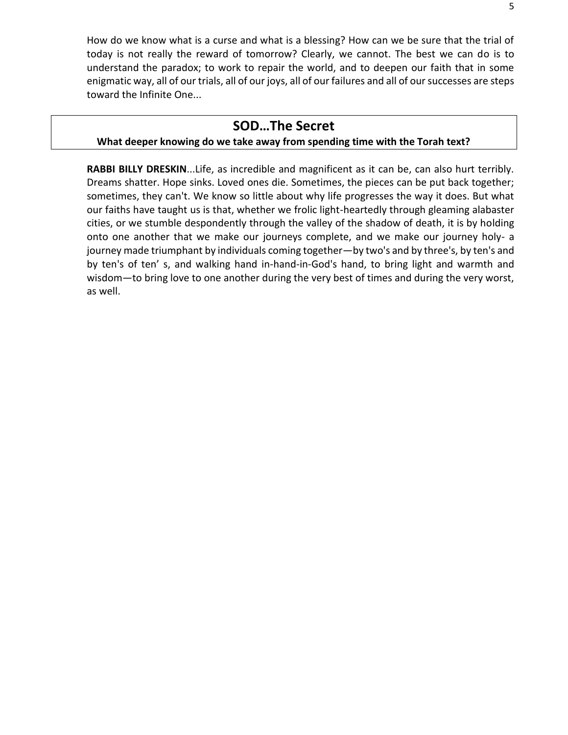How do we know what is a curse and what is a blessing? How can we be sure that the trial of today is not really the reward of tomorrow? Clearly, we cannot. The best we can do is to understand the paradox; to work to repair the world, and to deepen our faith that in some enigmatic way, all of our trials, all of our joys, all of our failures and all of our successes are steps toward the Infinite One...

## SOD…The Secret

**What deeper knowing do we take away from spending time with the Torah text?**

**RABBI BILLY DRESKIN**...Life, as incredible and magnificent as it can be, can also hurt terribly. Dreams shatter. Hope sinks. Loved ones die. Sometimes, the pieces can be put back together; sometimes, they can't. We know so little about why life progresses the way it does. But what our faiths have taught us is that, whether we frolic light-heartedly through gleaming alabaster cities, or we stumble despondently through the valley of the shadow of death, it is by holding onto one another that we make our journeys complete, and we make our journey holy- a journey made triumphant by individuals coming together—by two's and by three's, by ten's and by ten's of ten' s, and walking hand in-hand-in-God's hand, to bring light and warmth and wisdom—to bring love to one another during the very best of times and during the very worst, as well.